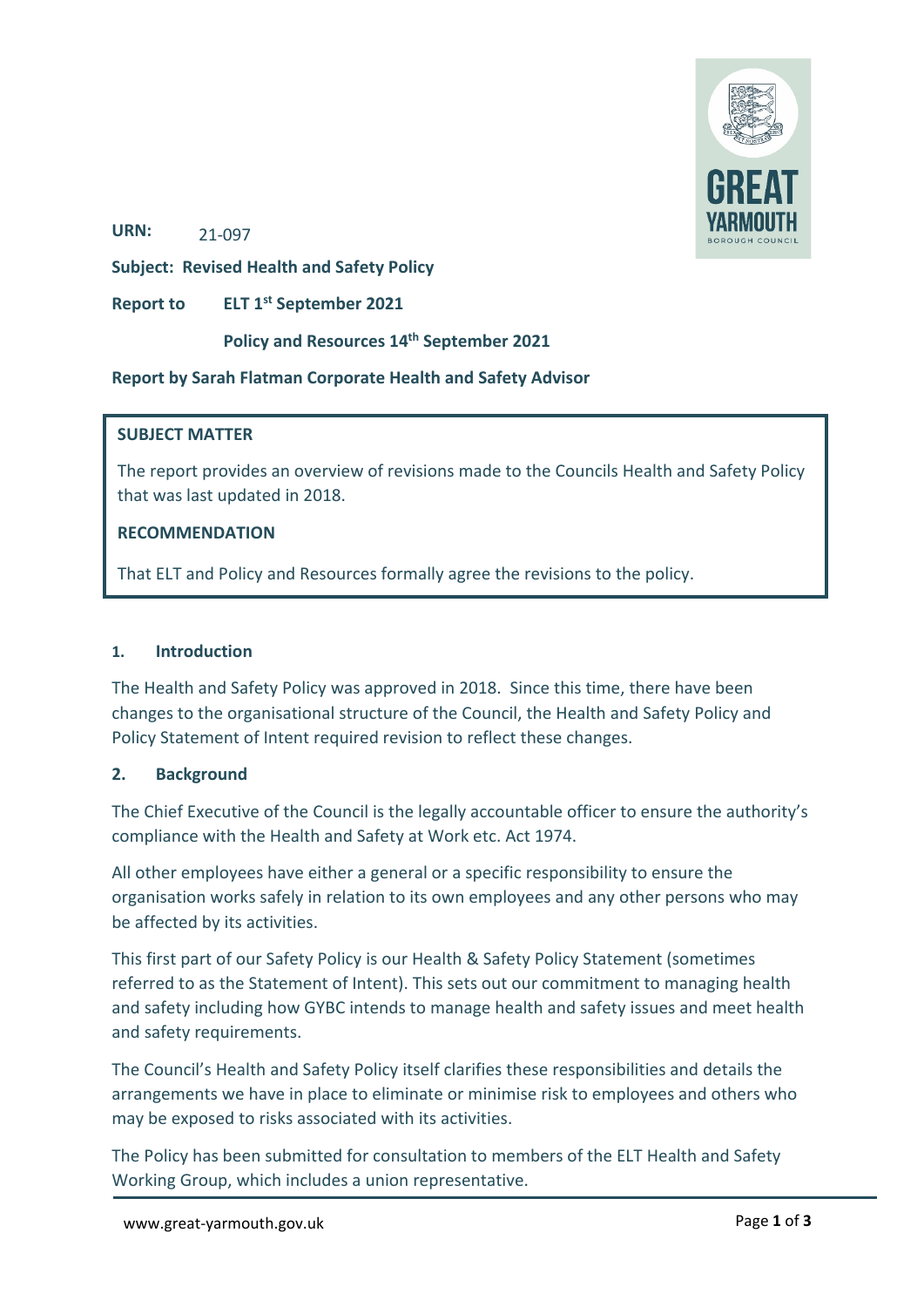**URN:** 21-097

**Subject: Revised Health and Safety Policy**

**Report to** ELT 1st September 2021

Policy and Resources 14th September 2021

**Report by Sarah Flatman Corporate Health and Safety Advisor**

**SUBJECT MATTER**

The report provides an overview of revisions made to the Councils Health and Safety Policy that was last updated in 2018.

**RECOMMENDATION**

That ELT and Policy and Resources formally agree the revisions to the policy.

## 1. Introduction

The Health and Safety Policy was approved in 2018. Since this time, there have been changes to the organisational structure of the Council, the Health and Safety Policy and Policy Statement of Intent required revision to reflect these changes.

## 2. Background

The Chief Executive of the Council is the legally accountable officer to ensure the authority's compliance with the Health and Safety at Work etc. Act 1974.

All other employees have either a general or a specific responsibility to ensure the organisation works safely in relation to its own employees and any other persons who may be affected by its activities.

This first part of our Safety Policy is our Health & Safety Policy Statement (sometimes referred to as the Statement of Intent). This sets out our commitment to managing health and safety including how GYBC intends to manage health and safety issues and meet health and safety requirements.

The Council's Health and Safety Policy itself clarifies these responsibilities and details the arrangements we have in place to eliminate or minimise risk to employees and others who may be exposed to risks associated with its activities.

The Policy has been submitted for consultation to members of the ELT Health and Safety Working Group, which includes a union representative.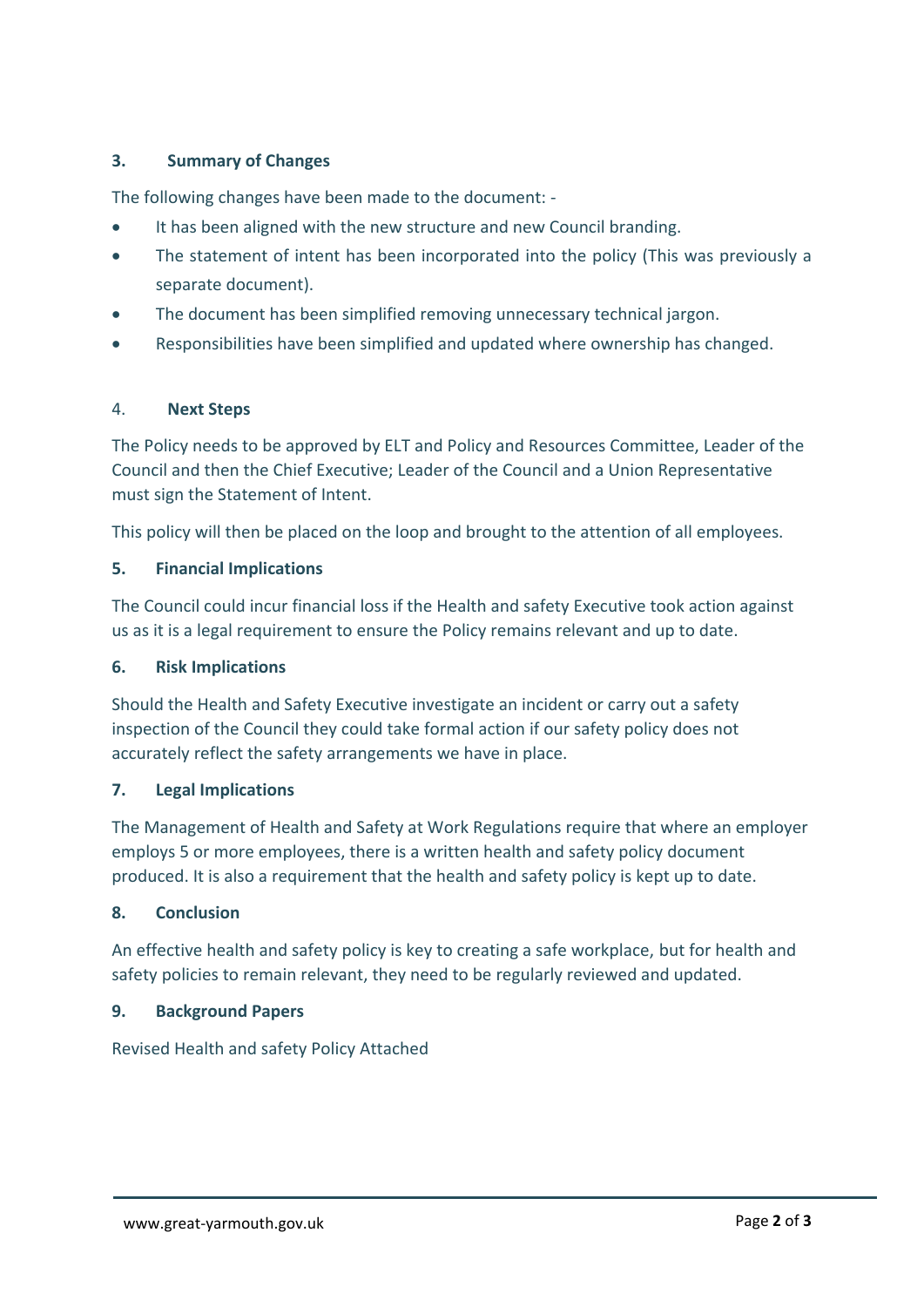## 3. Summary of Changes

The following changes have been made to the document: -

- It has been aligned with the new structure and new Council branding.
- The statement of intent has been incorporated into the policy (This was previously a separate document).
- The document has been simplified removing unnecessary technical jargon.
- Responsibilities have been simplified and updated where ownership has changed.

## 4. Next Steps

The Policy needs to be approved by ELT and Policy and Resources Committee, Leader of the Council and then the Chief Executive; Leader of the Council and a Union Representative must sign the Statement of Intent.

This policy will then be placed on the loop and brought to the attention of all employees.

## 5. Financial Implications

The Council could incur financial loss if the Health and safety Executive took action against us as it is a legal requirement to ensure the Policy remains relevant and up to date.

## 6. Risk Implications

Should the Health and Safety Executive investigate an incident or carry out a safety inspection of the Council they could take formal action if our safety policy does not accurately reflect the safety arrangements we have in place.

## 7. Legal Implications

The Management of Health and Safety at Work Regulations require that where an employer employs 5 or more employees, there is a written health and safety policy document produced. It is also a requirement that the health and safety policy is kept up to date.

## 8. Conclusion

An effective health and safety policy is key to creating a safe workplace, but for health and safety policies to remain relevant, they need to be regularly reviewed and updated.

## 9. Background Papers

Revised Health and safety Policy Attached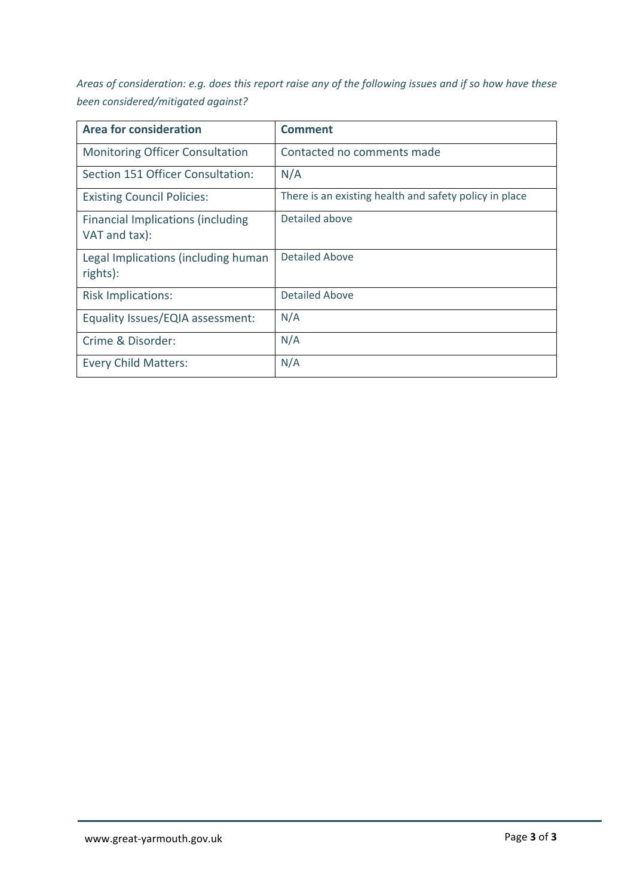*Areas of consideration: e.g. does this report raise any of the following issues and if so how have these been considered/mitigated against?*

| Area for consideration | Comment |
|---|---|
| Monitoring Officer Consultation | Contacted no comments made |
| Section 151 Officer Consultation: | N/A |
| Existing Council Policies: | There is an existing health and safety policy in place |
| Financial Implications (including VAT and tax): | Detailed above |
| Legal Implications (including human rights): | Detailed Above |
| Risk Implications: | Detailed Above |
| Equality Issues/EQIA assessment: | N/A |
| Crime & Disorder: | N/A |
| Every Child Matters: | N/A |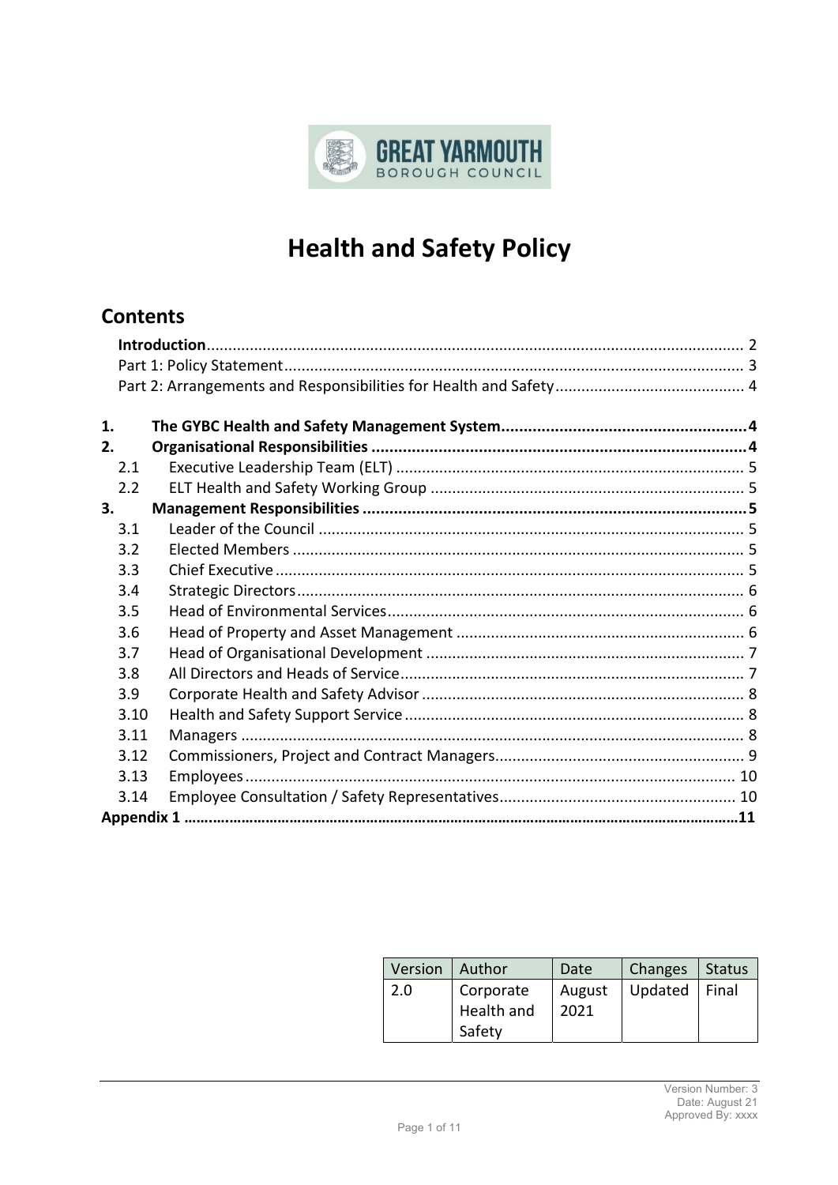GREAT YARMOUTH BOROUGH COUNCIL

# Health and Safety Policy

## Contents

**Introduction**........................................................................................................... 2
Part 1: Policy Statement......................................................................................... 3
Part 2: Arrangements and Responsibilities for Health and Safety........................................... 4

**1. The GYBC Health and Safety Management System**....................................................... 4
**2. Organisational Responsibilities**.................................................................................. 4
2.1 Executive Leadership Team (ELT)................................................................................ 5
2.2 ELT Health and Safety Working Group......................................................................... 5
**3. Management Responsibilities**................................................................................... 5
3.1 Leader of the Council.................................................................................................. 5
3.2 Elected Members........................................................................................................ 5
3.3 Chief Executive........................................................................................................... 5
3.4 Strategic Directors....................................................................................................... 6
3.5 Head of Environmental Services.................................................................................. 6
3.6 Head of Property and Asset Management.................................................................. 6
3.7 Head of Organisational Development......................................................................... 7
3.8 All Directors and Heads of Service............................................................................... 7
3.9 Corporate Health and Safety Advisor.......................................................................... 8
3.10 Health and Safety Support Service............................................................................. 8
3.11 Managers.................................................................................................................. 8
3.12 Commissioners, Project and Contract Managers......................................................... 9
3.13 Employees............................................................................................................... 10
3.14 Employee Consultation / Safety Representatives....................................................... 10
**Appendix 1**.................................................................................................................. **11**

| Version | Author | Date | Changes | Status |
|---|---|---|---|---|
| 2.0 | Corporate Health and Safety | August 2021 | Updated | Final |

Version Number: 3
Date: August 21
Approved By: xxxx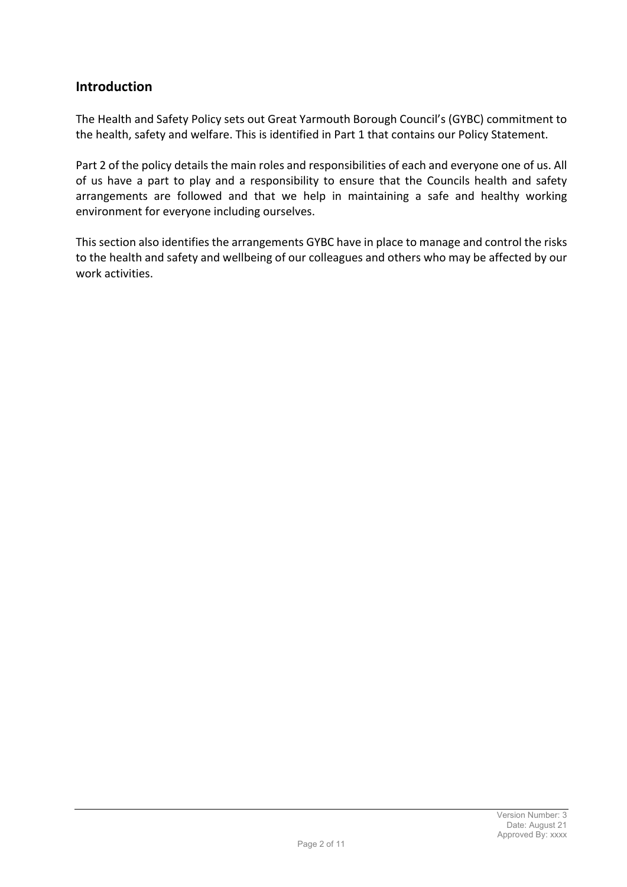## Introduction

The Health and Safety Policy sets out Great Yarmouth Borough Council's (GYBC) commitment to the health, safety and welfare. This is identified in Part 1 that contains our Policy Statement.

Part 2 of the policy details the main roles and responsibilities of each and everyone one of us. All of us have a part to play and a responsibility to ensure that the Councils health and safety arrangements are followed and that we help in maintaining a safe and healthy working environment for everyone including ourselves.

This section also identifies the arrangements GYBC have in place to manage and control the risks to the health and safety and wellbeing of our colleagues and others who may be affected by our work activities.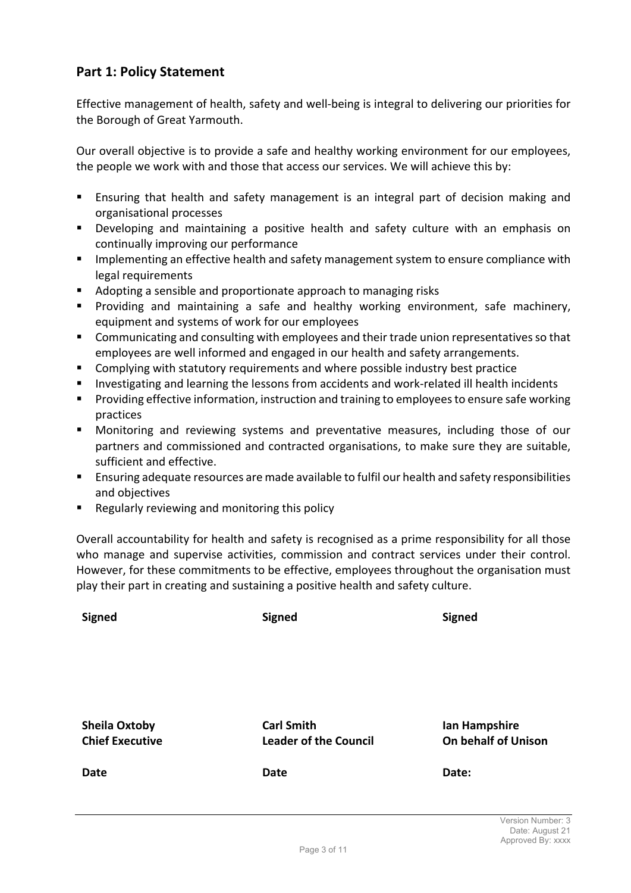## Part 1: Policy Statement

Effective management of health, safety and well-being is integral to delivering our priorities for the Borough of Great Yarmouth.

Our overall objective is to provide a safe and healthy working environment for our employees, the people we work with and those that access our services. We will achieve this by:

- Ensuring that health and safety management is an integral part of decision making and organisational processes
- Developing and maintaining a positive health and safety culture with an emphasis on continually improving our performance
- Implementing an effective health and safety management system to ensure compliance with legal requirements
- Adopting a sensible and proportionate approach to managing risks
- Providing and maintaining a safe and healthy working environment, safe machinery, equipment and systems of work for our employees
- Communicating and consulting with employees and their trade union representatives so that employees are well informed and engaged in our health and safety arrangements.
- Complying with statutory requirements and where possible industry best practice
- Investigating and learning the lessons from accidents and work-related ill health incidents
- Providing effective information, instruction and training to employees to ensure safe working practices
- Monitoring and reviewing systems and preventative measures, including those of our partners and commissioned and contracted organisations, to make sure they are suitable, sufficient and effective.
- Ensuring adequate resources are made available to fulfil our health and safety responsibilities and objectives
- Regularly reviewing and monitoring this policy

Overall accountability for health and safety is recognised as a prime responsibility for all those who manage and supervise activities, commission and contract services under their control. However, for these commitments to be effective, employees throughout the organisation must play their part in creating and sustaining a positive health and safety culture.

| **Signed** | **Signed** | **Signed** |
|---|---|---|
| | | |
| **Sheila Oxtoby** | **Carl Smith** | **Ian Hampshire** |
| **Chief Executive** | **Leader of the Council** | **On behalf of Unison** |
| **Date** | **Date** | **Date:** |

Version Number: 3
Date: August 21
Approved By: xxxx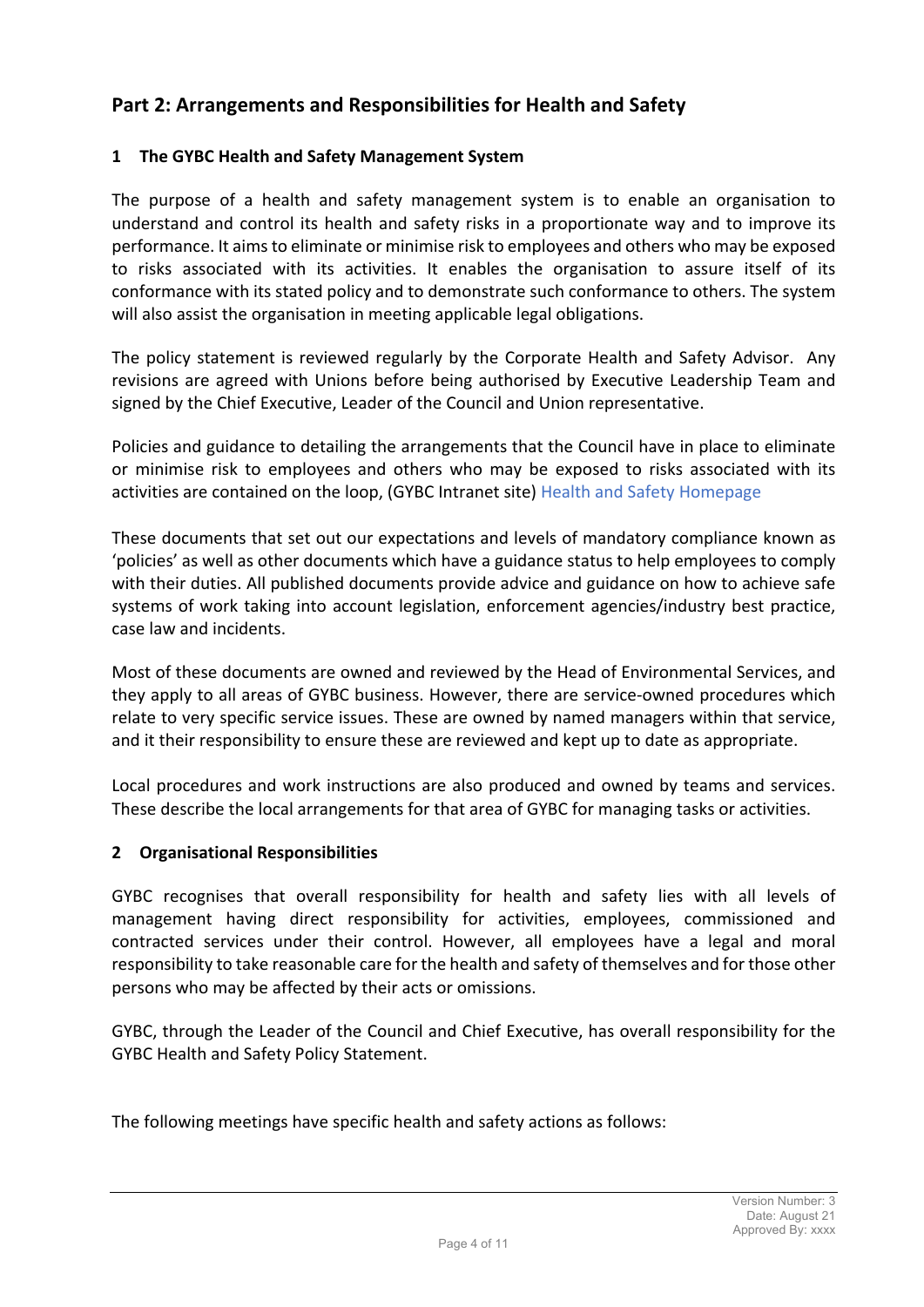## Part 2: Arrangements and Responsibilities for Health and Safety

### 1 The GYBC Health and Safety Management System

The purpose of a health and safety management system is to enable an organisation to understand and control its health and safety risks in a proportionate way and to improve its performance. It aims to eliminate or minimise risk to employees and others who may be exposed to risks associated with its activities. It enables the organisation to assure itself of its conformance with its stated policy and to demonstrate such conformance to others. The system will also assist the organisation in meeting applicable legal obligations.

The policy statement is reviewed regularly by the Corporate Health and Safety Advisor. Any revisions are agreed with Unions before being authorised by Executive Leadership Team and signed by the Chief Executive, Leader of the Council and Union representative.

Policies and guidance to detailing the arrangements that the Council have in place to eliminate or minimise risk to employees and others who may be exposed to risks associated with its activities are contained on the loop, (GYBC Intranet site) Health and Safety Homepage

These documents that set out our expectations and levels of mandatory compliance known as 'policies' as well as other documents which have a guidance status to help employees to comply with their duties. All published documents provide advice and guidance on how to achieve safe systems of work taking into account legislation, enforcement agencies/industry best practice, case law and incidents.

Most of these documents are owned and reviewed by the Head of Environmental Services, and they apply to all areas of GYBC business. However, there are service-owned procedures which relate to very specific service issues. These are owned by named managers within that service, and it their responsibility to ensure these are reviewed and kept up to date as appropriate.

Local procedures and work instructions are also produced and owned by teams and services. These describe the local arrangements for that area of GYBC for managing tasks or activities.

### 2 Organisational Responsibilities

GYBC recognises that overall responsibility for health and safety lies with all levels of management having direct responsibility for activities, employees, commissioned and contracted services under their control. However, all employees have a legal and moral responsibility to take reasonable care for the health and safety of themselves and for those other persons who may be affected by their acts or omissions.

GYBC, through the Leader of the Council and Chief Executive, has overall responsibility for the GYBC Health and Safety Policy Statement.

The following meetings have specific health and safety actions as follows: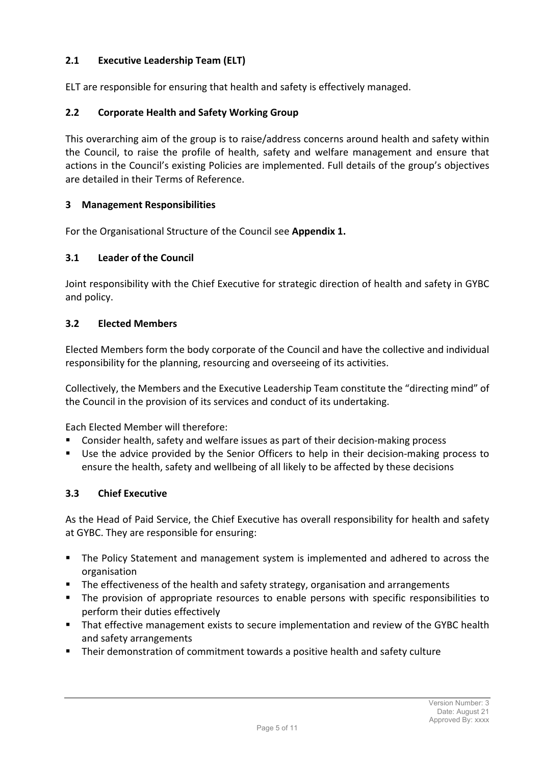### 2.1 Executive Leadership Team (ELT)

ELT are responsible for ensuring that health and safety is effectively managed.

### 2.2 Corporate Health and Safety Working Group

This overarching aim of the group is to raise/address concerns around health and safety within the Council, to raise the profile of health, safety and welfare management and ensure that actions in the Council's existing Policies are implemented. Full details of the group's objectives are detailed in their Terms of Reference.

## 3 Management Responsibilities

For the Organisational Structure of the Council see **Appendix 1.**

### 3.1 Leader of the Council

Joint responsibility with the Chief Executive for strategic direction of health and safety in GYBC and policy.

### 3.2 Elected Members

Elected Members form the body corporate of the Council and have the collective and individual responsibility for the planning, resourcing and overseeing of its activities.

Collectively, the Members and the Executive Leadership Team constitute the "directing mind" of the Council in the provision of its services and conduct of its undertaking.

Each Elected Member will therefore:

- Consider health, safety and welfare issues as part of their decision-making process
- Use the advice provided by the Senior Officers to help in their decision-making process to ensure the health, safety and wellbeing of all likely to be affected by these decisions

### 3.3 Chief Executive

As the Head of Paid Service, the Chief Executive has overall responsibility for health and safety at GYBC. They are responsible for ensuring:

- The Policy Statement and management system is implemented and adhered to across the organisation
- The effectiveness of the health and safety strategy, organisation and arrangements
- The provision of appropriate resources to enable persons with specific responsibilities to perform their duties effectively
- That effective management exists to secure implementation and review of the GYBC health and safety arrangements
- Their demonstration of commitment towards a positive health and safety culture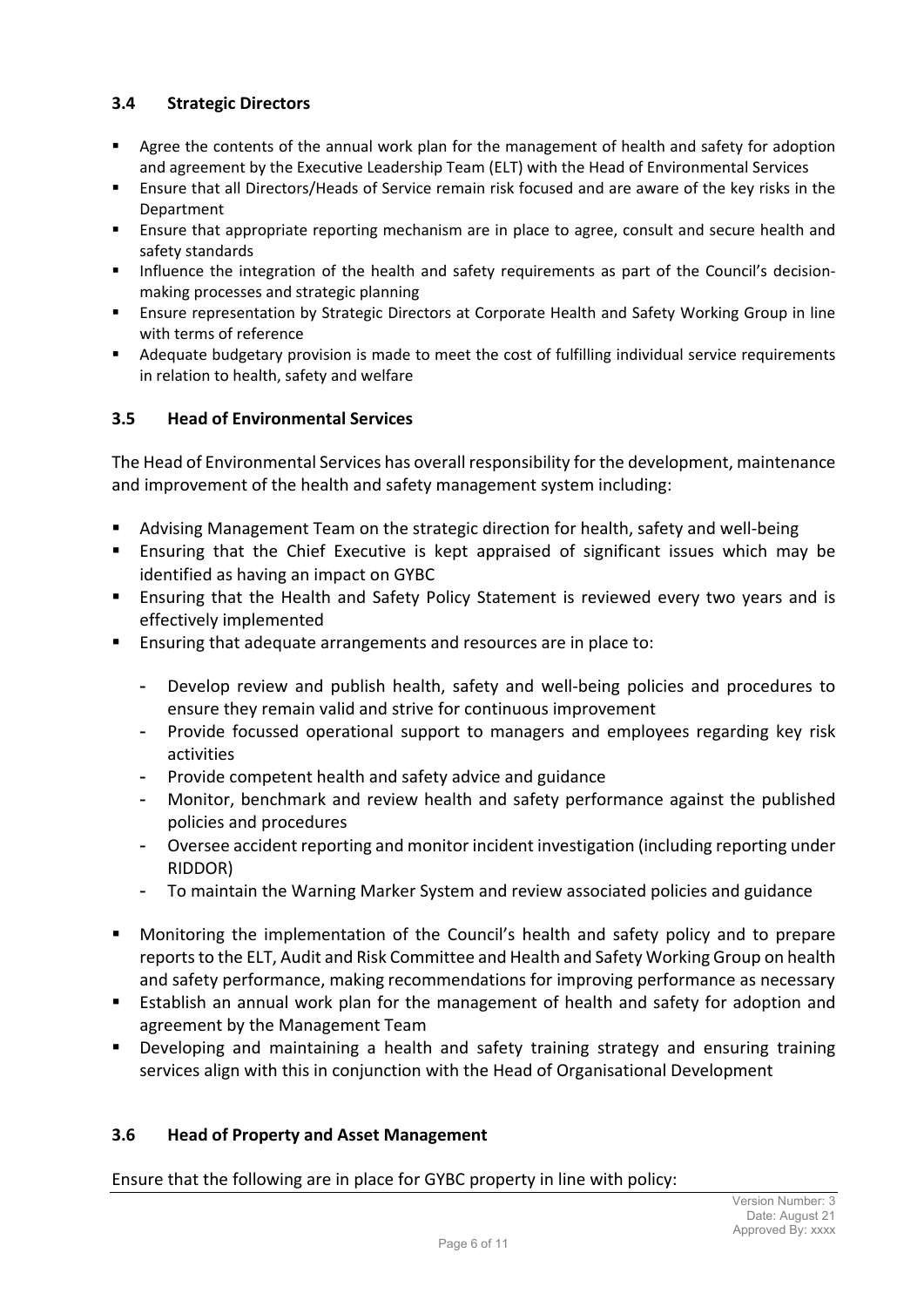### 3.4 Strategic Directors

- Agree the contents of the annual work plan for the management of health and safety for adoption and agreement by the Executive Leadership Team (ELT) with the Head of Environmental Services
- Ensure that all Directors/Heads of Service remain risk focused and are aware of the key risks in the Department
- Ensure that appropriate reporting mechanism are in place to agree, consult and secure health and safety standards
- Influence the integration of the health and safety requirements as part of the Council's decision-making processes and strategic planning
- Ensure representation by Strategic Directors at Corporate Health and Safety Working Group in line with terms of reference
- Adequate budgetary provision is made to meet the cost of fulfilling individual service requirements in relation to health, safety and welfare

### 3.5 Head of Environmental Services

The Head of Environmental Services has overall responsibility for the development, maintenance and improvement of the health and safety management system including:

- Advising Management Team on the strategic direction for health, safety and well-being
- Ensuring that the Chief Executive is kept appraised of significant issues which may be identified as having an impact on GYBC
- Ensuring that the Health and Safety Policy Statement is reviewed every two years and is effectively implemented
- Ensuring that adequate arrangements and resources are in place to:
  - Develop review and publish health, safety and well-being policies and procedures to ensure they remain valid and strive for continuous improvement
  - Provide focussed operational support to managers and employees regarding key risk activities
  - Provide competent health and safety advice and guidance
  - Monitor, benchmark and review health and safety performance against the published policies and procedures
  - Oversee accident reporting and monitor incident investigation (including reporting under RIDDOR)
  - To maintain the Warning Marker System and review associated policies and guidance
- Monitoring the implementation of the Council's health and safety policy and to prepare reports to the ELT, Audit and Risk Committee and Health and Safety Working Group on health and safety performance, making recommendations for improving performance as necessary
- Establish an annual work plan for the management of health and safety for adoption and agreement by the Management Team
- Developing and maintaining a health and safety training strategy and ensuring training services align with this in conjunction with the Head of Organisational Development

### 3.6 Head of Property and Asset Management

Ensure that the following are in place for GYBC property in line with policy: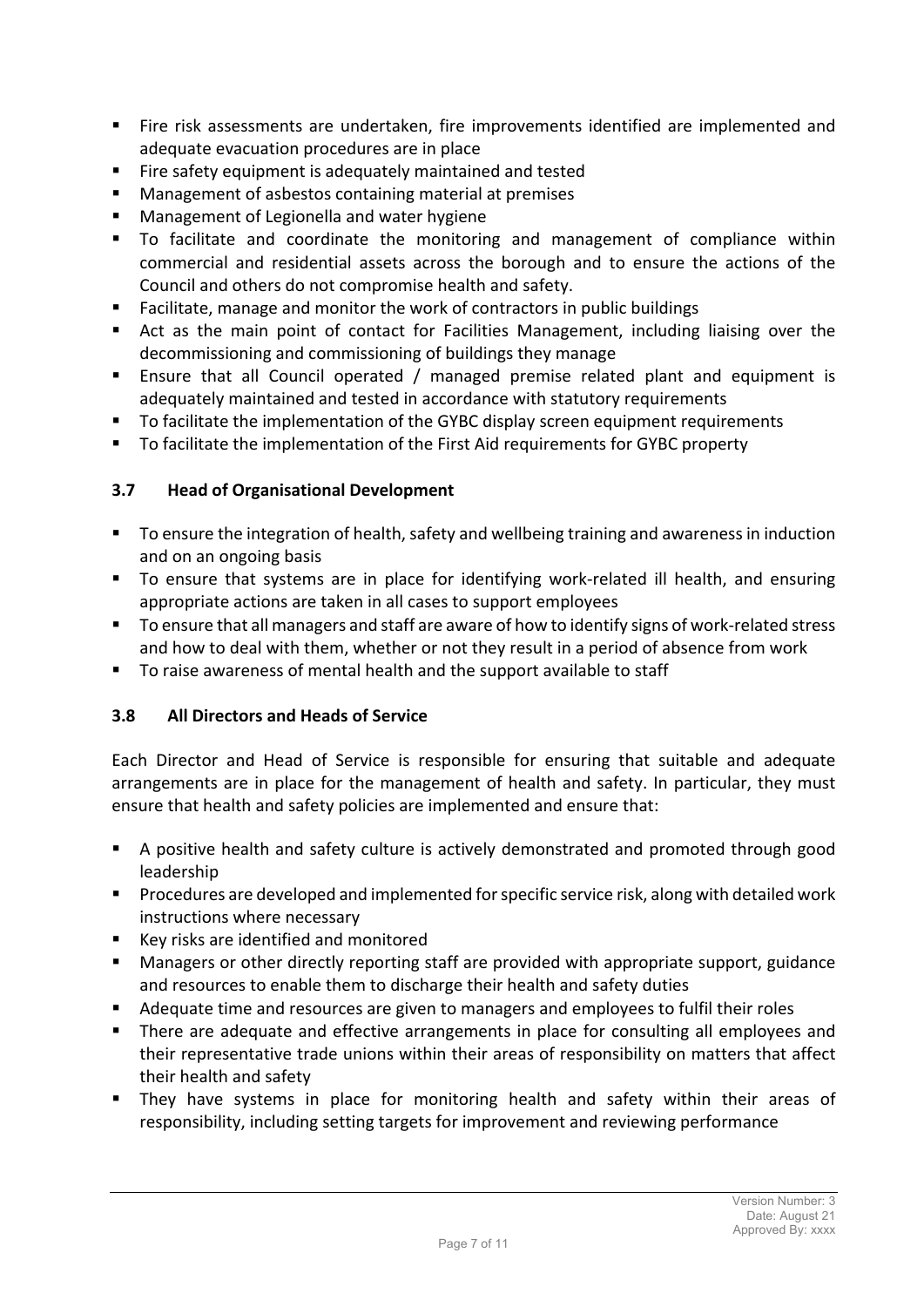- Fire risk assessments are undertaken, fire improvements identified are implemented and adequate evacuation procedures are in place
- Fire safety equipment is adequately maintained and tested
- Management of asbestos containing material at premises
- Management of Legionella and water hygiene
- To facilitate and coordinate the monitoring and management of compliance within commercial and residential assets across the borough and to ensure the actions of the Council and others do not compromise health and safety.
- Facilitate, manage and monitor the work of contractors in public buildings
- Act as the main point of contact for Facilities Management, including liaising over the decommissioning and commissioning of buildings they manage
- Ensure that all Council operated / managed premise related plant and equipment is adequately maintained and tested in accordance with statutory requirements
- To facilitate the implementation of the GYBC display screen equipment requirements
- To facilitate the implementation of the First Aid requirements for GYBC property

### 3.7 Head of Organisational Development

- To ensure the integration of health, safety and wellbeing training and awareness in induction and on an ongoing basis
- To ensure that systems are in place for identifying work-related ill health, and ensuring appropriate actions are taken in all cases to support employees
- To ensure that all managers and staff are aware of how to identify signs of work-related stress and how to deal with them, whether or not they result in a period of absence from work
- To raise awareness of mental health and the support available to staff

### 3.8 All Directors and Heads of Service

Each Director and Head of Service is responsible for ensuring that suitable and adequate arrangements are in place for the management of health and safety. In particular, they must ensure that health and safety policies are implemented and ensure that:

- A positive health and safety culture is actively demonstrated and promoted through good leadership
- Procedures are developed and implemented for specific service risk, along with detailed work instructions where necessary
- Key risks are identified and monitored
- Managers or other directly reporting staff are provided with appropriate support, guidance and resources to enable them to discharge their health and safety duties
- Adequate time and resources are given to managers and employees to fulfil their roles
- There are adequate and effective arrangements in place for consulting all employees and their representative trade unions within their areas of responsibility on matters that affect their health and safety
- They have systems in place for monitoring health and safety within their areas of responsibility, including setting targets for improvement and reviewing performance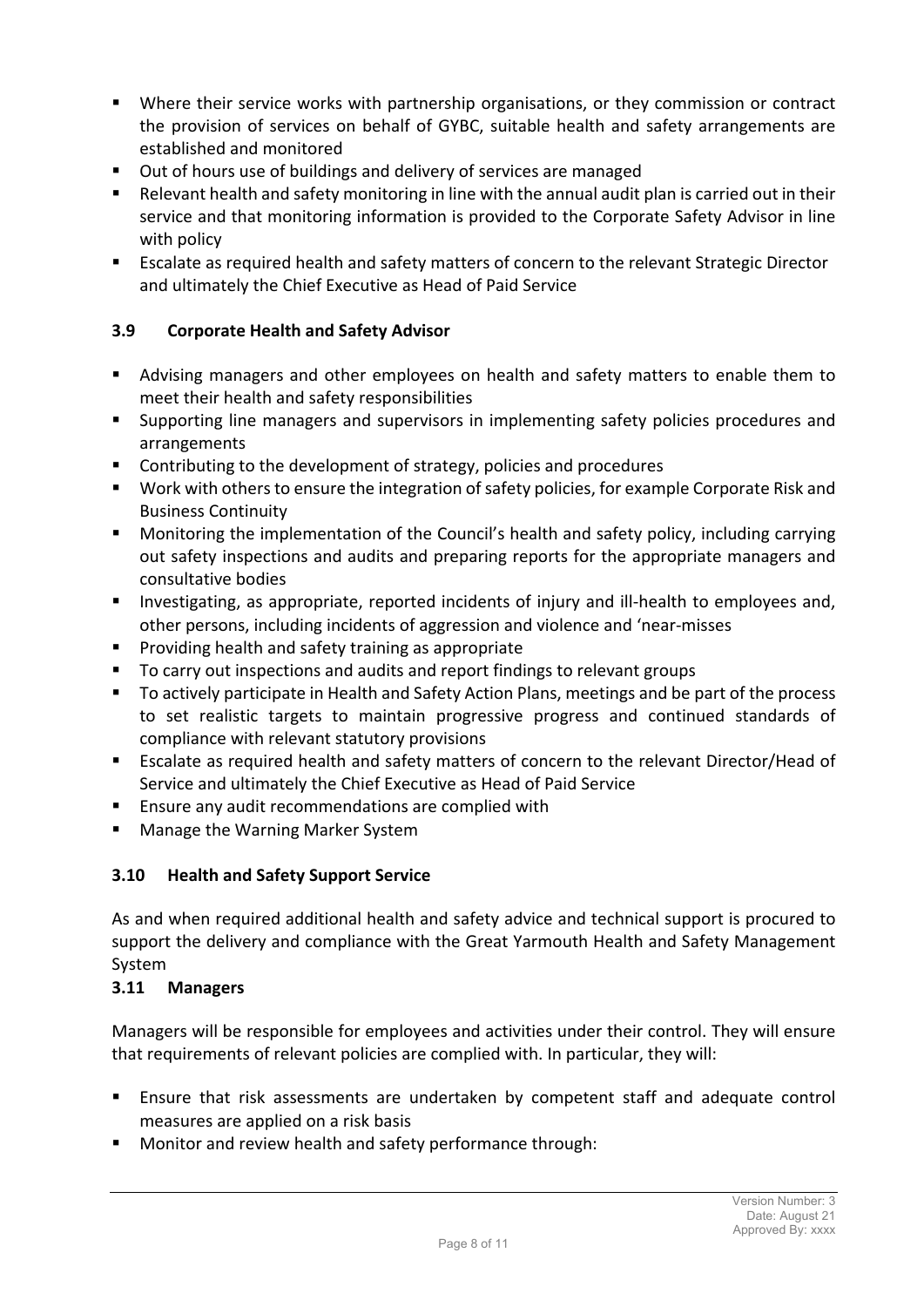- Where their service works with partnership organisations, or they commission or contract the provision of services on behalf of GYBC, suitable health and safety arrangements are established and monitored
- Out of hours use of buildings and delivery of services are managed
- Relevant health and safety monitoring in line with the annual audit plan is carried out in their service and that monitoring information is provided to the Corporate Safety Advisor in line with policy
- Escalate as required health and safety matters of concern to the relevant Strategic Director and ultimately the Chief Executive as Head of Paid Service

### 3.9 Corporate Health and Safety Advisor

- Advising managers and other employees on health and safety matters to enable them to meet their health and safety responsibilities
- Supporting line managers and supervisors in implementing safety policies procedures and arrangements
- Contributing to the development of strategy, policies and procedures
- Work with others to ensure the integration of safety policies, for example Corporate Risk and Business Continuity
- Monitoring the implementation of the Council's health and safety policy, including carrying out safety inspections and audits and preparing reports for the appropriate managers and consultative bodies
- Investigating, as appropriate, reported incidents of injury and ill-health to employees and, other persons, including incidents of aggression and violence and 'near-misses
- Providing health and safety training as appropriate
- To carry out inspections and audits and report findings to relevant groups
- To actively participate in Health and Safety Action Plans, meetings and be part of the process to set realistic targets to maintain progressive progress and continued standards of compliance with relevant statutory provisions
- Escalate as required health and safety matters of concern to the relevant Director/Head of Service and ultimately the Chief Executive as Head of Paid Service
- Ensure any audit recommendations are complied with
- Manage the Warning Marker System

### 3.10 Health and Safety Support Service

As and when required additional health and safety advice and technical support is procured to support the delivery and compliance with the Great Yarmouth Health and Safety Management System

### 3.11 Managers

Managers will be responsible for employees and activities under their control. They will ensure that requirements of relevant policies are complied with. In particular, they will:

- Ensure that risk assessments are undertaken by competent staff and adequate control measures are applied on a risk basis
- Monitor and review health and safety performance through: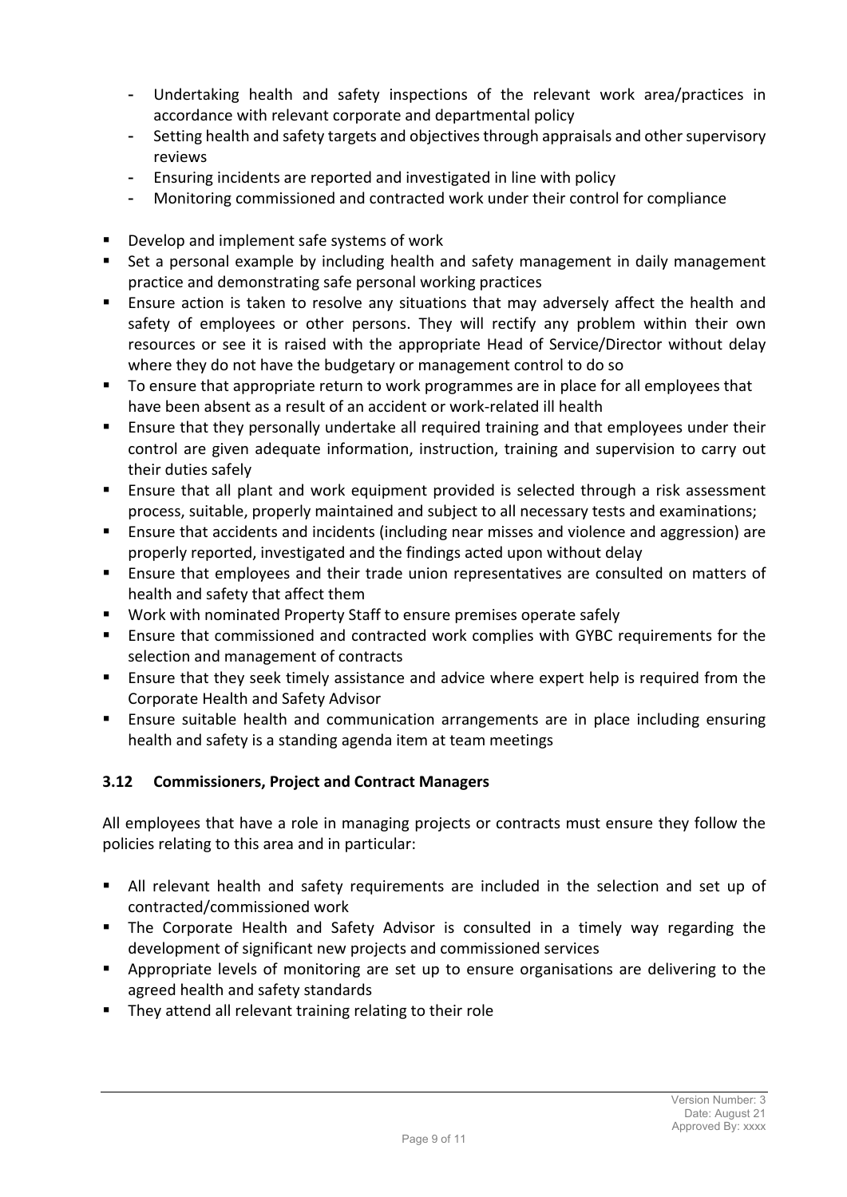- Undertaking health and safety inspections of the relevant work area/practices in accordance with relevant corporate and departmental policy
  - Setting health and safety targets and objectives through appraisals and other supervisory reviews
  - Ensuring incidents are reported and investigated in line with policy
  - Monitoring commissioned and contracted work under their control for compliance

- Develop and implement safe systems of work
- Set a personal example by including health and safety management in daily management practice and demonstrating safe personal working practices
- Ensure action is taken to resolve any situations that may adversely affect the health and safety of employees or other persons. They will rectify any problem within their own resources or see it is raised with the appropriate Head of Service/Director without delay where they do not have the budgetary or management control to do so
- To ensure that appropriate return to work programmes are in place for all employees that have been absent as a result of an accident or work-related ill health
- Ensure that they personally undertake all required training and that employees under their control are given adequate information, instruction, training and supervision to carry out their duties safely
- Ensure that all plant and work equipment provided is selected through a risk assessment process, suitable, properly maintained and subject to all necessary tests and examinations;
- Ensure that accidents and incidents (including near misses and violence and aggression) are properly reported, investigated and the findings acted upon without delay
- Ensure that employees and their trade union representatives are consulted on matters of health and safety that affect them
- Work with nominated Property Staff to ensure premises operate safely
- Ensure that commissioned and contracted work complies with GYBC requirements for the selection and management of contracts
- Ensure that they seek timely assistance and advice where expert help is required from the Corporate Health and Safety Advisor
- Ensure suitable health and communication arrangements are in place including ensuring health and safety is a standing agenda item at team meetings

### 3.12 Commissioners, Project and Contract Managers

All employees that have a role in managing projects or contracts must ensure they follow the policies relating to this area and in particular:

- All relevant health and safety requirements are included in the selection and set up of contracted/commissioned work
- The Corporate Health and Safety Advisor is consulted in a timely way regarding the development of significant new projects and commissioned services
- Appropriate levels of monitoring are set up to ensure organisations are delivering to the agreed health and safety standards
- They attend all relevant training relating to their role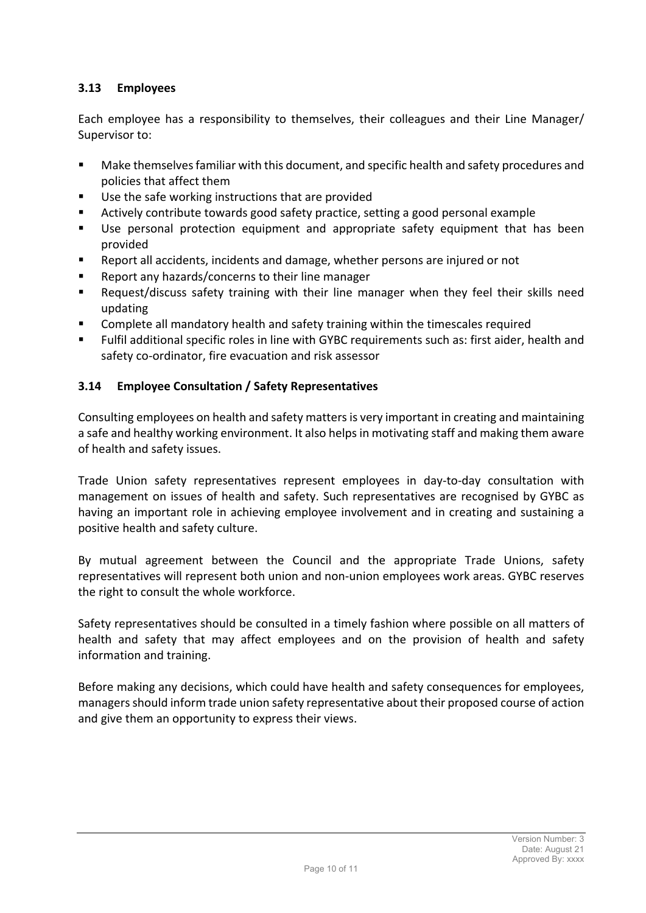### 3.13 Employees

Each employee has a responsibility to themselves, their colleagues and their Line Manager/ Supervisor to:

- Make themselves familiar with this document, and specific health and safety procedures and policies that affect them
- Use the safe working instructions that are provided
- Actively contribute towards good safety practice, setting a good personal example
- Use personal protection equipment and appropriate safety equipment that has been provided
- Report all accidents, incidents and damage, whether persons are injured or not
- Report any hazards/concerns to their line manager
- Request/discuss safety training with their line manager when they feel their skills need updating
- Complete all mandatory health and safety training within the timescales required
- Fulfil additional specific roles in line with GYBC requirements such as: first aider, health and safety co-ordinator, fire evacuation and risk assessor

### 3.14 Employee Consultation / Safety Representatives

Consulting employees on health and safety matters is very important in creating and maintaining a safe and healthy working environment. It also helps in motivating staff and making them aware of health and safety issues.

Trade Union safety representatives represent employees in day-to-day consultation with management on issues of health and safety. Such representatives are recognised by GYBC as having an important role in achieving employee involvement and in creating and sustaining a positive health and safety culture.

By mutual agreement between the Council and the appropriate Trade Unions, safety representatives will represent both union and non-union employees work areas. GYBC reserves the right to consult the whole workforce.

Safety representatives should be consulted in a timely fashion where possible on all matters of health and safety that may affect employees and on the provision of health and safety information and training.

Before making any decisions, which could have health and safety consequences for employees, managers should inform trade union safety representative about their proposed course of action and give them an opportunity to express their views.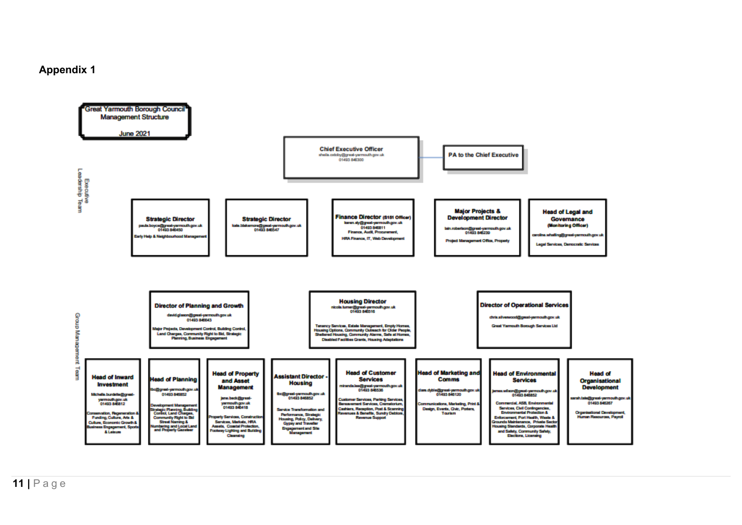**Appendix 1**

Great Yarmouth Borough Council
Management Structure

June 2021

Executive Leadership Team

Chief Executive Officer
sheila.oxtoby@great-yarmouth.gov.uk
01493 846300

PA to the Chief Executive

Strategic Director
paula.boyce@great-yarmouth.gov.uk
01493 846450
Early Help & Neighbourhood Management

Strategic Director
kate.blakemore@great-yarmouth.gov.uk
01493 846547

Finance Director (S151 Officer)
karen.sly@great-yarmouth.gov.uk
01493 846811
Finance, Audit, Procurement,
HRA Finance, IT, Web Development

Major Projects & Development Director
iain.robertson@great-yarmouth.gov.uk
01493 846239
Project Management Office, Property

Head of Legal and Governance (Monitoring Officer)
caroline.whatling@great-yarmouth.gov.uk
Legal Services, Democratic Services

Group Management Team

Director of Planning and Growth
david.glason@great-yarmouth.gov.uk
01493 846643
Major Projects, Development Control, Building Control, Land Charges, Community Right to Bid, Strategic Planning, Business Engagement

Housing Director
nicola.turner@great-yarmouth.gov.uk
01493 846516
Tenancy Services, Estate Management, Empty Homes, Housing Options, Community Outreach for Older People, Sheltered Housing, Community Alarms, Safe at Homes, Disabled Facilities Grants, Housing Adaptations

Director of Operational Services
chris.silverwood@great-yarmouth.gov.uk
Great Yarmouth Borough Services Ltd

Head of Inward Investment
Michelle.burdette@great-yarmouth.gov.uk
01493 846812
Conservation, Regeneration & Funding, Culture, Arts & Culture, Economic Growth & Business Engagement, Sports & Leisure

Head of Planning
tbc@great-yarmouth.gov.uk
01493 846852
Development Management, Strategic Planning, Building Control, Land Charges, Community Right to Bid, Street Naming & Numbering and Local Land and Property Gazetteer

Head of Property and Asset Management
jane.beck@great-yarmouth.gov.uk
01493 846418
Property Services, Construction Services, Markets, HRA Assets, Coastal Protection, Footway Lighting and Building Cleansing

Assistant Director - Housing
tbc@great-yarmouth.gov.uk
01493 846852
Service Transformation and Performance, Strategic Housing, Policy, Delivery, Gypsy and Traveller Engagement and Site Management

Head of Customer Services
miranda.lee@great-yarmouth.gov.uk
01493 846536
Customer Services, Parking Services, Bereavement Services, Crematorium, Cashiers, Reception, Post & Scanning, Revenues & Benefits, Sundry Debtors, Revenue Support

Head of Marketing and Comms
clare.dyble@great-yarmouth.gov.uk
01493 846120
Communications, Marketing, Print & Design, Events, Civic, Porters, Tourism

Head of Environmental Services
james.wilson@great-yarmouth.gov.uk
01493 846852
Commercial, ASB, Environmental Services, Civil Contingencies, Environmental Protection & Enforcement, Port Health, Waste & Grounds Maintenance, Private Sector Housing Standards, Corporate Health and Safety, Community Safety, Elections, Licensing

Head of Organisational Development
sarah.tate@great-yarmouth.gov.uk
01493 846267
Organisational Development, Human Resources, Payroll